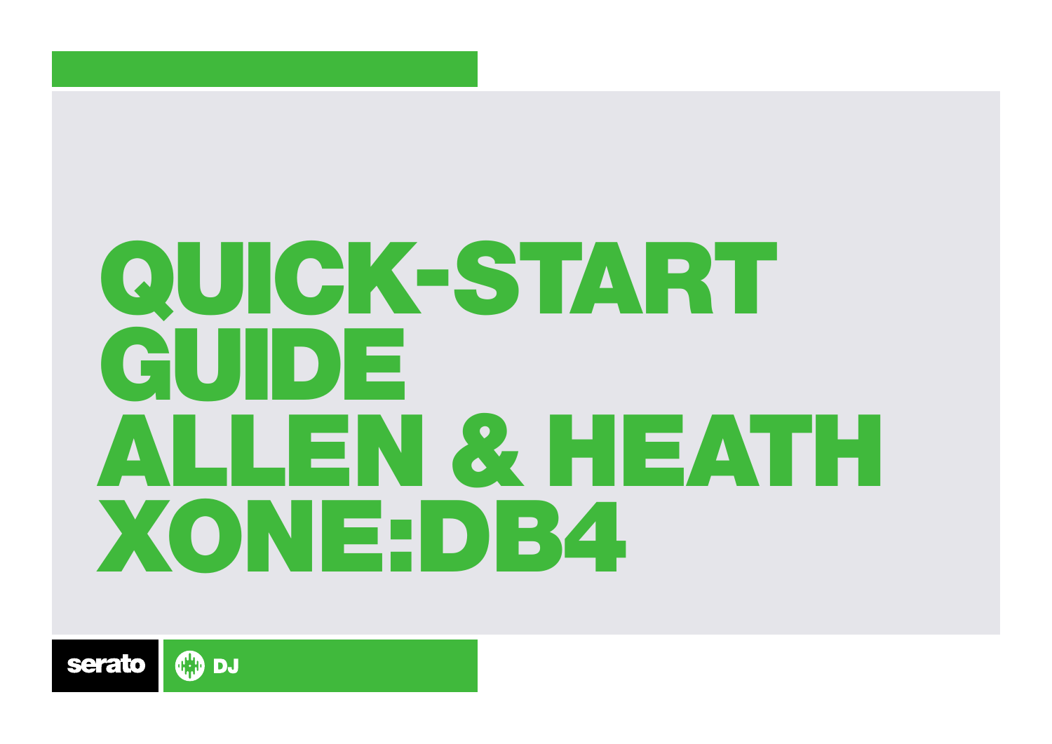# QUICK-START GUIDE ALLEN & HEATH XONE:DB4

serato DJ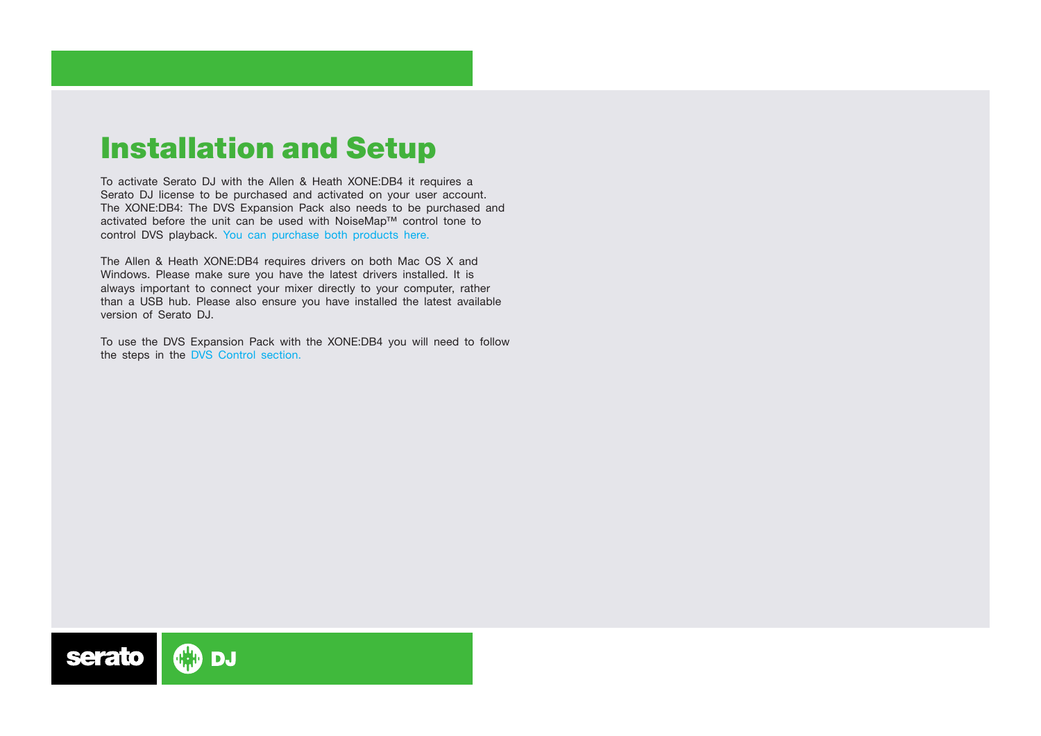# Installation and Setup

To activate Serato DJ with the Allen & Heath XONE:DB4 it requires a Serato DJ license to be purchased and activated on your user account. The XONE:DB4: The DVS Expansion Pack also needs to be purchased and activated before the unit can be used with NoiseMap™ control tone to control DVS playback. You can purchase both products here.

The Allen & Heath XONE:DB4 requires drivers on both Mac OS X and Windows. Please make sure you have the latest drivers installed. It is always important to connect your mixer directly to your computer, rather than a USB hub. Please also ensure you have installed the latest available version of Serato DJ.

To use the DVS Expansion Pack with the XONE:DB4 you will need to follow the steps in the DVS Control section.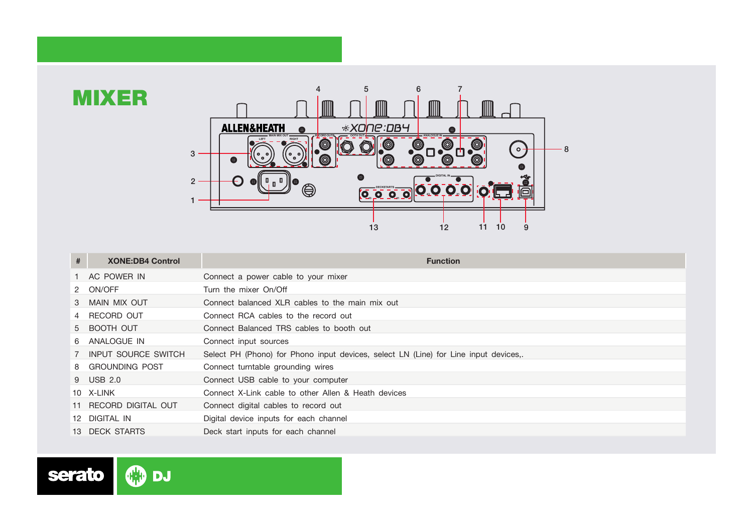# MIXER

| # | XONE:DB4 Control | Function |
|---|---|---|
| 1 | AC POWER IN | Connect a power cable to your mixer |
| 2 | ON/OFF | Turn the mixer On/Off |
| 3 | MAIN MIX OUT | Connect balanced XLR cables to the main mix out |
| 4 | RECORD OUT | Connect RCA cables to the record out |
| 5 | BOOTH OUT | Connect Balanced TRS cables to booth out |
| 6 | ANALOGUE IN | Connect input sources |
| 7 | INPUT SOURCE SWITCH | Select PH (Phono) for Phono input devices, select LN (Line) for Line input devices,. |
| 8 | GROUNDING POST | Connect turntable grounding wires |
| 9 | USB 2.0 | Connect USB cable to your computer |
| 10 | X-LINK | Connect X-Link cable to other Allen & Heath devices |
| 11 | RECORD DIGITAL OUT | Connect digital cables to record out |
| 12 | DIGITAL IN | Digital device inputs for each channel |
| 13 | DECK STARTS | Deck start inputs for each channel |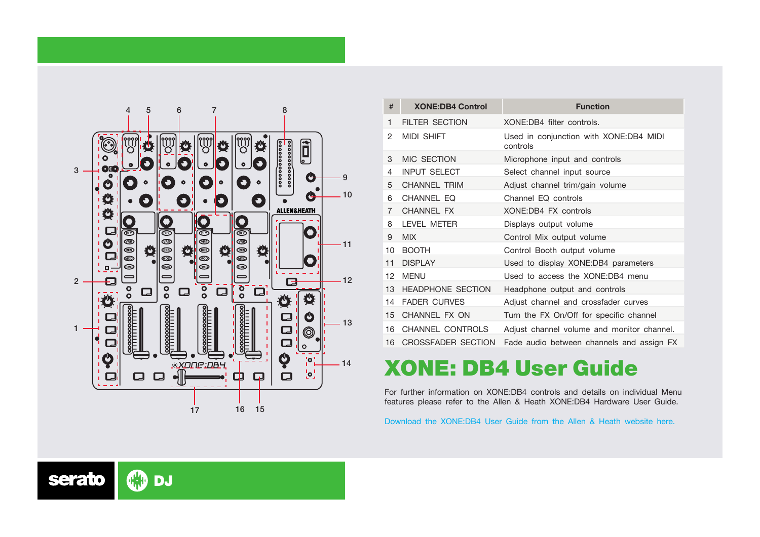| # | XONE:DB4 Control | Function |
|---|---|---|
| 1 | FILTER SECTION | XONE:DB4 filter controls. |
| 2 | MIDI SHIFT | Used in conjunction with XONE:DB4 MIDI controls |
| 3 | MIC SECTION | Microphone input and controls |
| 4 | INPUT SELECT | Select channel input source |
| 5 | CHANNEL TRIM | Adjust channel trim/gain volume |
| 6 | CHANNEL EQ | Channel EQ controls |
| 7 | CHANNEL FX | XONE:DB4 FX controls |
| 8 | LEVEL METER | Displays output volume |
| 9 | MIX | Control Mix output volume |
| 10 | BOOTH | Control Booth output volume |
| 11 | DISPLAY | Used to display XONE:DB4 parameters |
| 12 | MENU | Used to access the XONE:DB4 menu |
| 13 | HEADPHONE SECTION | Headphone output and controls |
| 14 | FADER CURVES | Adjust channel and crossfader curves |
| 15 | CHANNEL FX ON | Turn the FX On/Off for specific channel |
| 16 | CHANNEL CONTROLS | Adjust channel volume and monitor channel. |
| 16 | CROSSFADER SECTION | Fade audio between channels and assign FX |

# XONE: DB4 User Guide

For further information on XONE:DB4 controls and details on individual Menu features please refer to the Allen & Heath XONE:DB4 Hardware User Guide.

Download the XONE:DB4 User Guide from the Allen & Heath website here.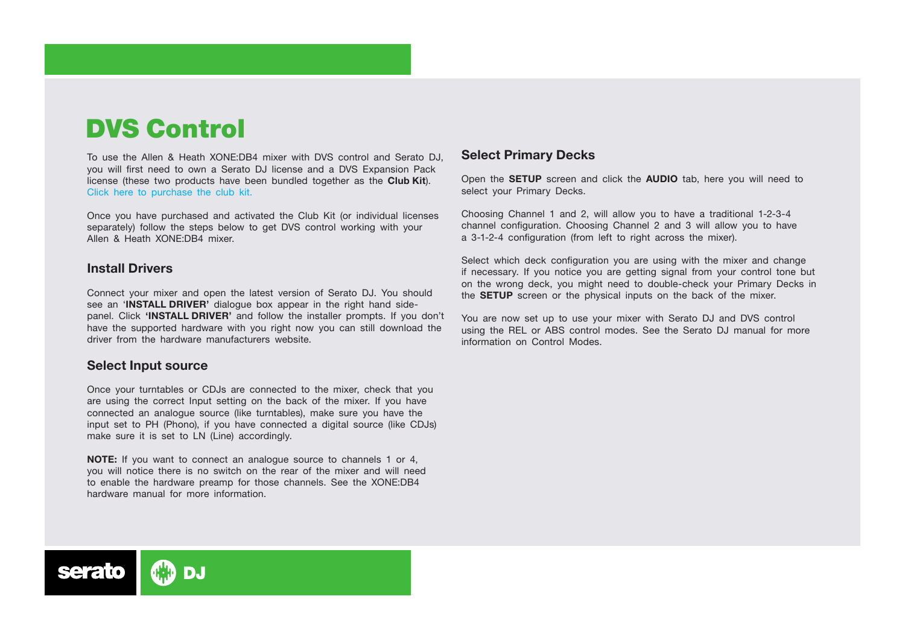# DVS Control

To use the Allen & Heath XONE:DB4 mixer with DVS control and Serato DJ, you will first need to own a Serato DJ license and a DVS Expansion Pack license (these two products have been bundled together as the **Club Kit**). Click here to purchase the club kit.

Once you have purchased and activated the Club Kit (or individual licenses separately) follow the steps below to get DVS control working with your Allen & Heath XONE:DB4 mixer.

## Install Drivers

Connect your mixer and open the latest version of Serato DJ. You should see an '**INSTALL DRIVER'** dialogue box appear in the right hand side-panel. Click **'INSTALL DRIVER'** and follow the installer prompts. If you don't have the supported hardware with you right now you can still download the driver from the hardware manufacturers website.

## Select Input source

Once your turntables or CDJs are connected to the mixer, check that you are using the correct Input setting on the back of the mixer. If you have connected an analogue source (like turntables), make sure you have the input set to PH (Phono), if you have connected a digital source (like CDJs) make sure it is set to LN (Line) accordingly.

**NOTE:** If you want to connect an analogue source to channels 1 or 4, you will notice there is no switch on the rear of the mixer and will need to enable the hardware preamp for those channels. See the XONE:DB4 hardware manual for more information.

## Select Primary Decks

Open the **SETUP** screen and click the **AUDIO** tab, here you will need to select your Primary Decks.

Choosing Channel 1 and 2, will allow you to have a traditional 1-2-3-4 channel configuration. Choosing Channel 2 and 3 will allow you to have a 3-1-2-4 configuration (from left to right across the mixer).

Select which deck configuration you are using with the mixer and change if necessary. If you notice you are getting signal from your control tone but on the wrong deck, you might need to double-check your Primary Decks in the **SETUP** screen or the physical inputs on the back of the mixer.

You are now set up to use your mixer with Serato DJ and DVS control using the REL or ABS control modes. See the Serato DJ manual for more information on Control Modes.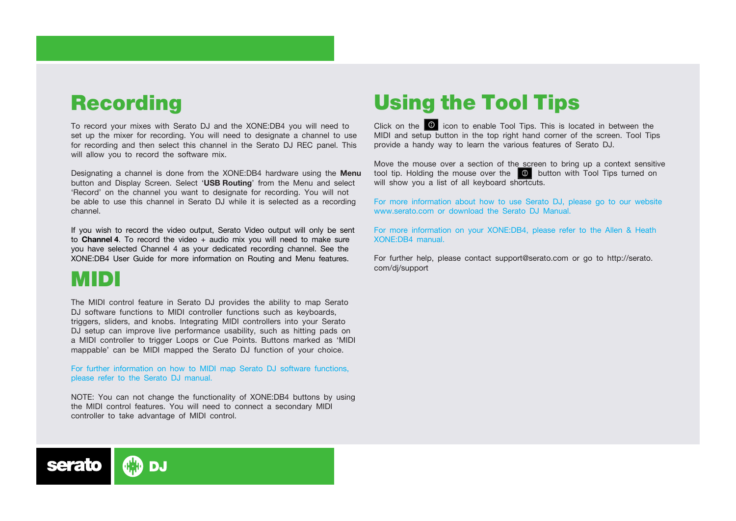# Recording

To record your mixes with Serato DJ and the XONE:DB4 you will need to set up the mixer for recording. You will need to designate a channel to use for recording and then select this channel in the Serato DJ REC panel. This will allow you to record the software mix.

Designating a channel is done from the XONE:DB4 hardware using the **Menu** button and Display Screen. Select '**USB Routing**' from the Menu and select 'Record' on the channel you want to designate for recording. You will not be able to use this channel in Serato DJ while it is selected as a recording channel.

If you wish to record the video output, Serato Video output will only be sent to **Channel 4**. To record the video + audio mix you will need to make sure you have selected Channel 4 as your dedicated recording channel. See the XONE:DB4 User Guide for more information on Routing and Menu features.

# MIDI

The MIDI control feature in Serato DJ provides the ability to map Serato DJ software functions to MIDI controller functions such as keyboards, triggers, sliders, and knobs. Integrating MIDI controllers into your Serato DJ setup can improve live performance usability, such as hitting pads on a MIDI controller to trigger Loops or Cue Points. Buttons marked as 'MIDI mappable' can be MIDI mapped the Serato DJ function of your choice.

For further information on how to MIDI map Serato DJ software functions, please refer to the Serato DJ manual.

NOTE: You can not change the functionality of XONE:DB4 buttons by using the MIDI control features. You will need to connect a secondary MIDI controller to take advantage of MIDI control.

# Using the Tool Tips

Click on the icon to enable Tool Tips. This is located in between the MIDI and setup button in the top right hand corner of the screen. Tool Tips provide a handy way to learn the various features of Serato DJ.

Move the mouse over a section of the screen to bring up a context sensitive tool tip. Holding the mouse over the button with Tool Tips turned on will show you a list of all keyboard shortcuts.

For more information about how to use Serato DJ, please go to our website www.serato.com or download the Serato DJ Manual.

For more information on your XONE:DB4, please refer to the Allen & Heath XONE:DB4 manual.

For further help, please contact support@serato.com or go to http://serato.com/dj/support